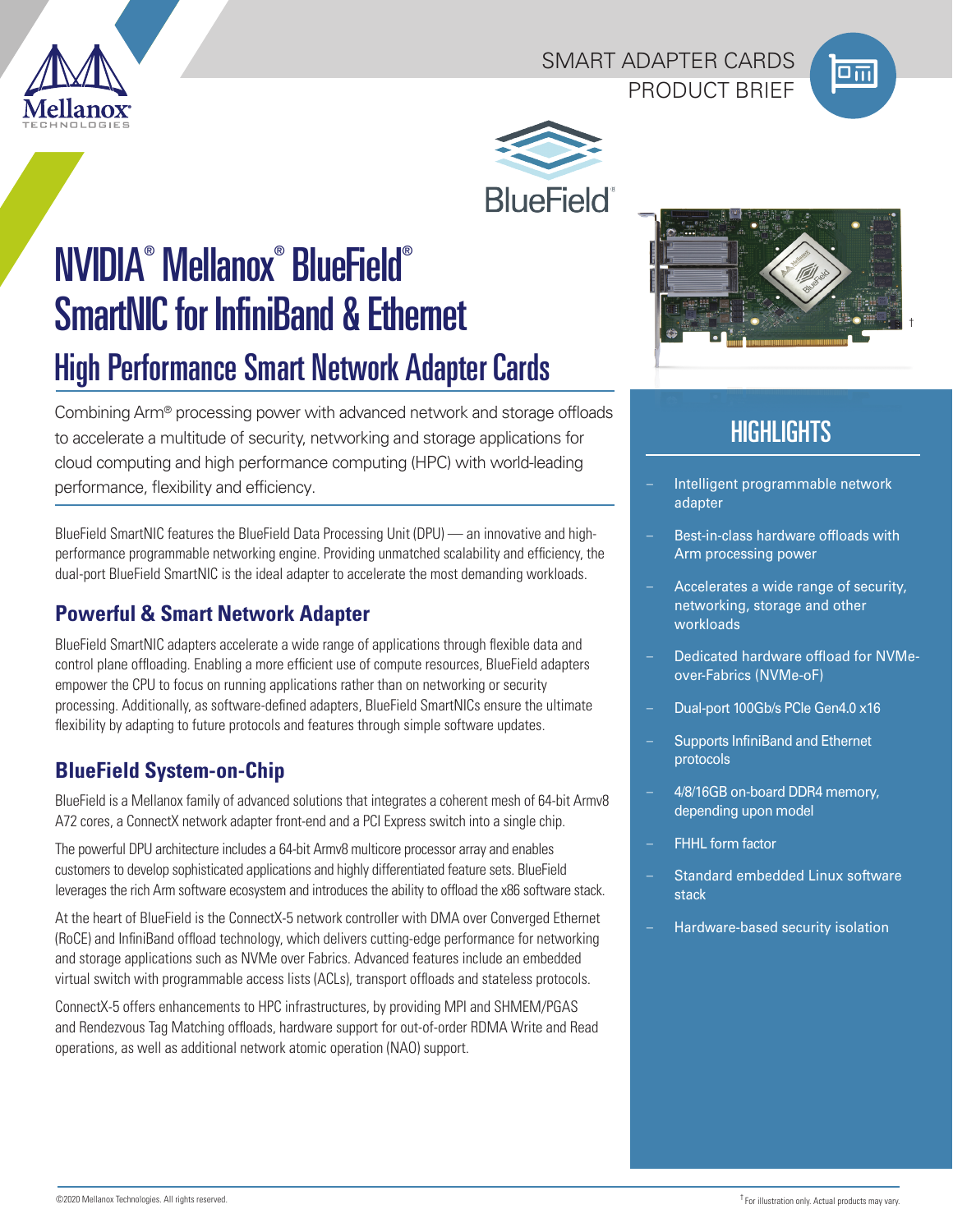SMART ADAPTER CARDS
PRODUCT BRIEF

# NVIDIA® Mellanox® BlueField® SmartNIC for InfiniBand & Ethernet

## High Performance Smart Network Adapter Cards

Combining Arm® processing power with advanced network and storage offloads to accelerate a multitude of security, networking and storage applications for cloud computing and high performance computing (HPC) with world-leading performance, flexibility and efficiency.

BlueField SmartNIC features the BlueField Data Processing Unit (DPU) — an innovative and high-performance programmable networking engine. Providing unmatched scalability and efficiency, the dual-port BlueField SmartNIC is the ideal adapter to accelerate the most demanding workloads.

### Powerful & Smart Network Adapter

BlueField SmartNIC adapters accelerate a wide range of applications through flexible data and control plane offloading. Enabling a more efficient use of compute resources, BlueField adapters empower the CPU to focus on running applications rather than on networking or security processing. Additionally, as software-defined adapters, BlueField SmartNICs ensure the ultimate flexibility by adapting to future protocols and features through simple software updates.

### BlueField System-on-Chip

BlueField is a Mellanox family of advanced solutions that integrates a coherent mesh of 64-bit Armv8 A72 cores, a ConnectX network adapter front-end and a PCI Express switch into a single chip.

The powerful DPU architecture includes a 64-bit Armv8 multicore processor array and enables customers to develop sophisticated applications and highly differentiated feature sets. BlueField leverages the rich Arm software ecosystem and introduces the ability to offload the x86 software stack.

At the heart of BlueField is the ConnectX-5 network controller with DMA over Converged Ethernet (RoCE) and InfiniBand offload technology, which delivers cutting-edge performance for networking and storage applications such as NVMe over Fabrics. Advanced features include an embedded virtual switch with programmable access lists (ACLs), transport offloads and stateless protocols.

ConnectX-5 offers enhancements to HPC infrastructures, by providing MPI and SHMEM/PGAS and Rendezvous Tag Matching offloads, hardware support for out-of-order RDMA Write and Read operations, as well as additional network atomic operation (NAO) support.

## HIGHLIGHTS

- Intelligent programmable network adapter
- Best-in-class hardware offloads with Arm processing power
- Accelerates a wide range of security, networking, storage and other workloads
- Dedicated hardware offload for NVMe-over-Fabrics (NVMe-oF)
- Dual-port 100Gb/s PCIe Gen4.0 x16
- Supports InfiniBand and Ethernet protocols
- 4/8/16GB on-board DDR4 memory, depending upon model
- FHHL form factor
- Standard embedded Linux software stack
- Hardware-based security isolation

† For illustration only. Actual products may vary.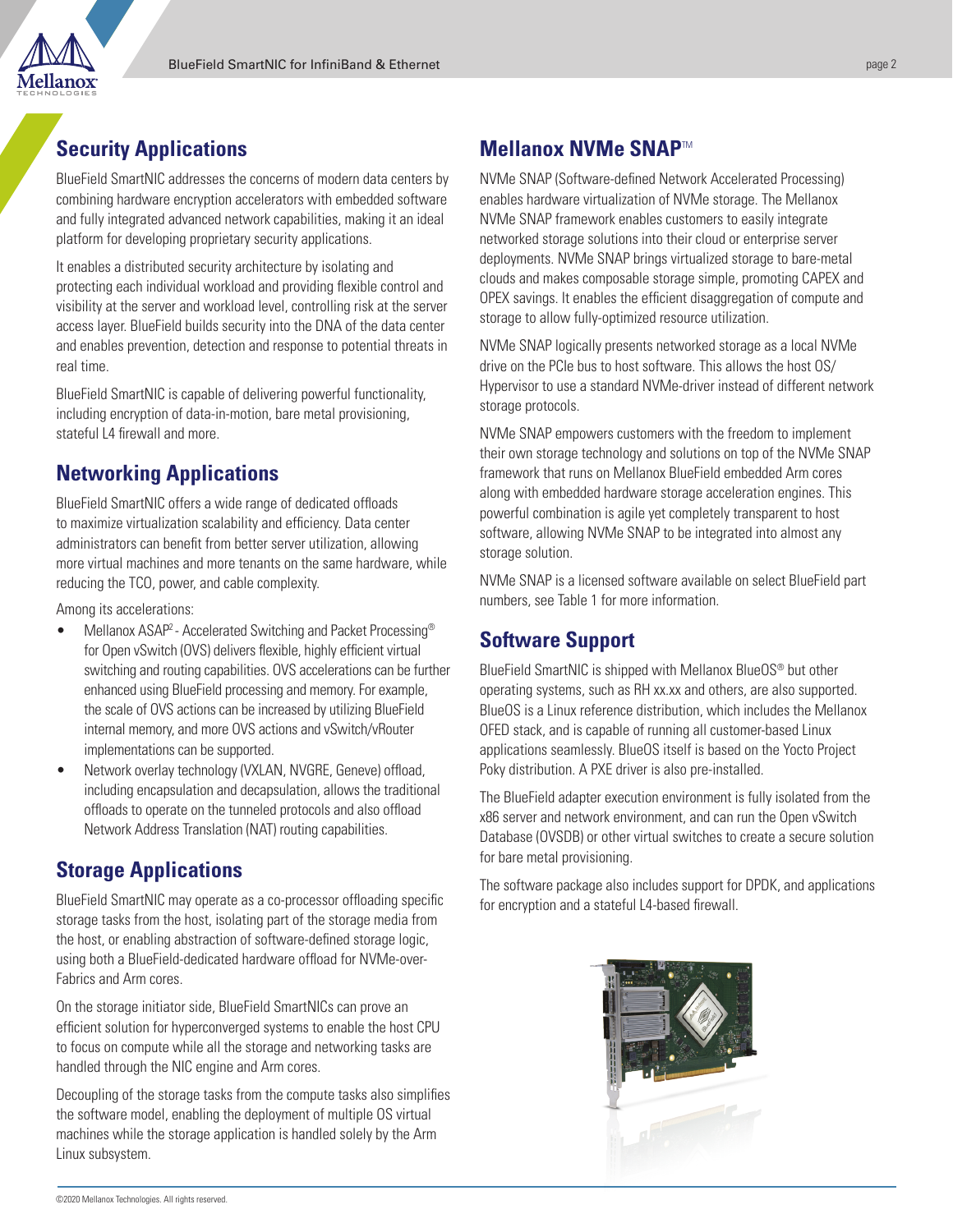## Security Applications

BlueField SmartNIC addresses the concerns of modern data centers by combining hardware encryption accelerators with embedded software and fully integrated advanced network capabilities, making it an ideal platform for developing proprietary security applications.

It enables a distributed security architecture by isolating and protecting each individual workload and providing flexible control and visibility at the server and workload level, controlling risk at the server access layer. BlueField builds security into the DNA of the data center and enables prevention, detection and response to potential threats in real time.

BlueField SmartNIC is capable of delivering powerful functionality, including encryption of data-in-motion, bare metal provisioning, stateful L4 firewall and more.

## Networking Applications

BlueField SmartNIC offers a wide range of dedicated offloads to maximize virtualization scalability and efficiency. Data center administrators can benefit from better server utilization, allowing more virtual machines and more tenants on the same hardware, while reducing the TCO, power, and cable complexity.

Among its accelerations:

- Mellanox ASAP² - Accelerated Switching and Packet Processing® for Open vSwitch (OVS) delivers flexible, highly efficient virtual switching and routing capabilities. OVS accelerations can be further enhanced using BlueField processing and memory. For example, the scale of OVS actions can be increased by utilizing BlueField internal memory, and more OVS actions and vSwitch/vRouter implementations can be supported.
- Network overlay technology (VXLAN, NVGRE, Geneve) offload, including encapsulation and decapsulation, allows the traditional offloads to operate on the tunneled protocols and also offload Network Address Translation (NAT) routing capabilities.

## Storage Applications

BlueField SmartNIC may operate as a co-processor offloading specific storage tasks from the host, isolating part of the storage media from the host, or enabling abstraction of software-defined storage logic, using both a BlueField-dedicated hardware offload for NVMe-over-Fabrics and Arm cores.

On the storage initiator side, BlueField SmartNICs can prove an efficient solution for hyperconverged systems to enable the host CPU to focus on compute while all the storage and networking tasks are handled through the NIC engine and Arm cores.

Decoupling of the storage tasks from the compute tasks also simplifies the software model, enabling the deployment of multiple OS virtual machines while the storage application is handled solely by the Arm Linux subsystem.

## Mellanox NVMe SNAP™

NVMe SNAP (Software-defined Network Accelerated Processing) enables hardware virtualization of NVMe storage. The Mellanox NVMe SNAP framework enables customers to easily integrate networked storage solutions into their cloud or enterprise server deployments. NVMe SNAP brings virtualized storage to bare-metal clouds and makes composable storage simple, promoting CAPEX and OPEX savings. It enables the efficient disaggregation of compute and storage to allow fully-optimized resource utilization.

NVMe SNAP logically presents networked storage as a local NVMe drive on the PCIe bus to host software. This allows the host OS/Hypervisor to use a standard NVMe-driver instead of different network storage protocols.

NVMe SNAP empowers customers with the freedom to implement their own storage technology and solutions on top of the NVMe SNAP framework that runs on Mellanox BlueField embedded Arm cores along with embedded hardware storage acceleration engines. This powerful combination is agile yet completely transparent to host software, allowing NVMe SNAP to be integrated into almost any storage solution.

NVMe SNAP is a licensed software available on select BlueField part numbers, see Table 1 for more information.

## Software Support

BlueField SmartNIC is shipped with Mellanox BlueOS® but other operating systems, such as RH xx.xx and others, are also supported. BlueOS is a Linux reference distribution, which includes the Mellanox OFED stack, and is capable of running all customer-based Linux applications seamlessly. BlueOS itself is based on the Yocto Project Poky distribution. A PXE driver is also pre-installed.

The BlueField adapter execution environment is fully isolated from the x86 server and network environment, and can run the Open vSwitch Database (OVSDB) or other virtual switches to create a secure solution for bare metal provisioning.

The software package also includes support for DPDK, and applications for encryption and a stateful L4-based firewall.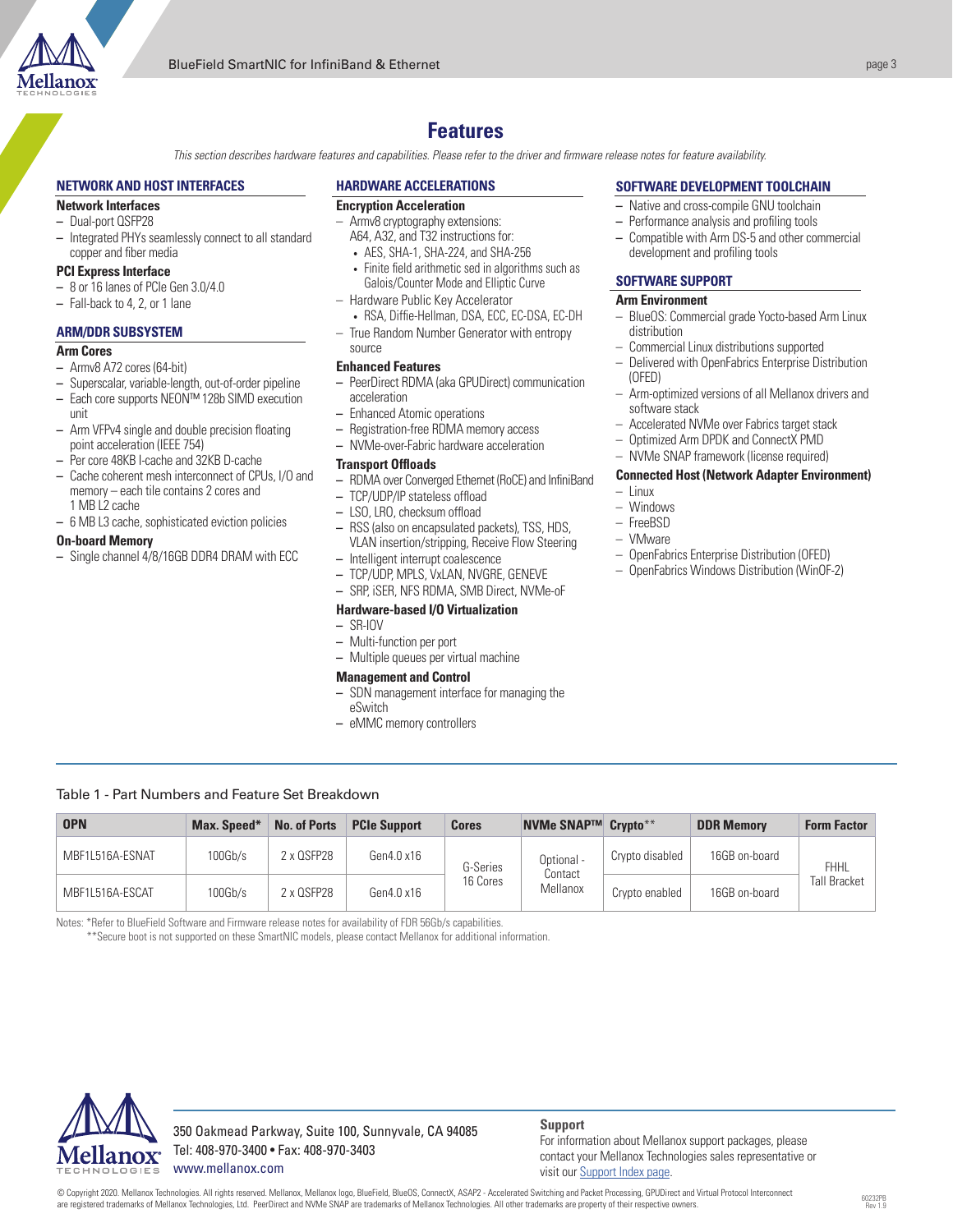# Features

*This section describes hardware features and capabilities. Please refer to the driver and firmware release notes for feature availability.*

## NETWORK AND HOST INTERFACES

### Network Interfaces

- Dual-port QSFP28
- Integrated PHYs seamlessly connect to all standard copper and fiber media

### PCI Express Interface

- 8 or 16 lanes of PCIe Gen 3.0/4.0
- Fall-back to 4, 2, or 1 lane

## ARM/DDR SUBSYSTEM

### Arm Cores

- Armv8 A72 cores (64-bit)
- Superscalar, variable-length, out-of-order pipeline
- Each core supports NEON™ 128b SIMD execution unit
- Arm VFPv4 single and double precision floating point acceleration (IEEE 754)
- Per core 48KB I-cache and 32KB D-cache
- Cache coherent mesh interconnect of CPUs, I/O and memory – each tile contains 2 cores and 1 MB L2 cache
- 6 MB L3 cache, sophisticated eviction policies

### On-board Memory

- Single channel 4/8/16GB DDR4 DRAM with ECC

## HARDWARE ACCELERATIONS

### Encryption Acceleration

- Armv8 cryptography extensions: A64, A32, and T32 instructions for:
  - AES, SHA-1, SHA-224, and SHA-256
  - Finite field arithmetic sed in algorithms such as Galois/Counter Mode and Elliptic Curve
- Hardware Public Key Accelerator
  - RSA, Diffie-Hellman, DSA, ECC, EC-DSA, EC-DH
- True Random Number Generator with entropy source

### Enhanced Features

- PeerDirect RDMA (aka GPUDirect) communication acceleration
- Enhanced Atomic operations
- Registration-free RDMA memory access
- NVMe-over-Fabric hardware acceleration

### Transport Offloads

- RDMA over Converged Ethernet (RoCE) and InfiniBand
- TCP/UDP/IP stateless offload
- LSO, LRO, checksum offload
- RSS (also on encapsulated packets), TSS, HDS, VLAN insertion/stripping, Receive Flow Steering
- Intelligent interrupt coalescence
- TCP/UDP, MPLS, VxLAN, NVGRE, GENEVE
- SRP, iSER, NFS RDMA, SMB Direct, NVMe-oF

### Hardware-based I/O Virtualization

- SR-IOV
- Multi-function per port
- Multiple queues per virtual machine

### Management and Control

- SDN management interface for managing the eSwitch
- eMMC memory controllers

## SOFTWARE DEVELOPMENT TOOLCHAIN

- Native and cross-compile GNU toolchain
- Performance analysis and profiling tools
- Compatible with Arm DS-5 and other commercial development and profiling tools

## SOFTWARE SUPPORT

### Arm Environment

- BlueOS: Commercial grade Yocto-based Arm Linux distribution
- Commercial Linux distributions supported
- Delivered with OpenFabrics Enterprise Distribution (OFED)
- Arm-optimized versions of all Mellanox drivers and software stack
- Accelerated NVMe over Fabrics target stack
- Optimized Arm DPDK and ConnectX PMD
- NVMe SNAP framework (license required)

### Connected Host (Network Adapter Environment)

- Linux
- Windows
- FreeBSD
- VMware
- OpenFabrics Enterprise Distribution (OFED)
- OpenFabrics Windows Distribution (WinOF-2)

Table 1 - Part Numbers and Feature Set Breakdown

| OPN | Max. Speed* | No. of Ports | PCIe Support | Cores | NVMe SNAP™ | Crypto** | DDR Memory | Form Factor |
|---|---|---|---|---|---|---|---|---|
| MBF1L516A-ESNAT | 100Gb/s | 2 x QSFP28 | Gen4.0 x16 | G-Series 16 Cores | Optional - Contact Mellanox | Crypto disabled | 16GB on-board | FHHL Tall Bracket |
| MBF1L516A-ESCAT | 100Gb/s | 2 x QSFP28 | Gen4.0 x16 | G-Series 16 Cores | Optional - Contact Mellanox | Crypto enabled | 16GB on-board | FHHL Tall Bracket |

Notes: *Refer to BlueField Software and Firmware release notes for availability of FDR 56Gb/s capabilities.
**Secure boot is not supported on these SmartNIC models, please contact Mellanox for additional information.

350 Oakmead Parkway, Suite 100, Sunnyvale, CA 94085
Tel: 408-970-3400 • Fax: 408-970-3403
www.mellanox.com

**Support**
For information about Mellanox support packages, please contact your Mellanox Technologies sales representative or visit our Support Index page.

© Copyright 2020. Mellanox Technologies. All rights reserved. Mellanox, Mellanox logo, BlueField, BlueOS, ConnectX, ASAP2 - Accelerated Switching and Packet Processing, GPUDirect and Virtual Protocol Interconnect are registered trademarks of Mellanox Technologies, Ltd. PeerDirect and NVMe SNAP are trademarks of Mellanox Technologies. All other trademarks are property of their respective owners.

60232PB Rev 1.9